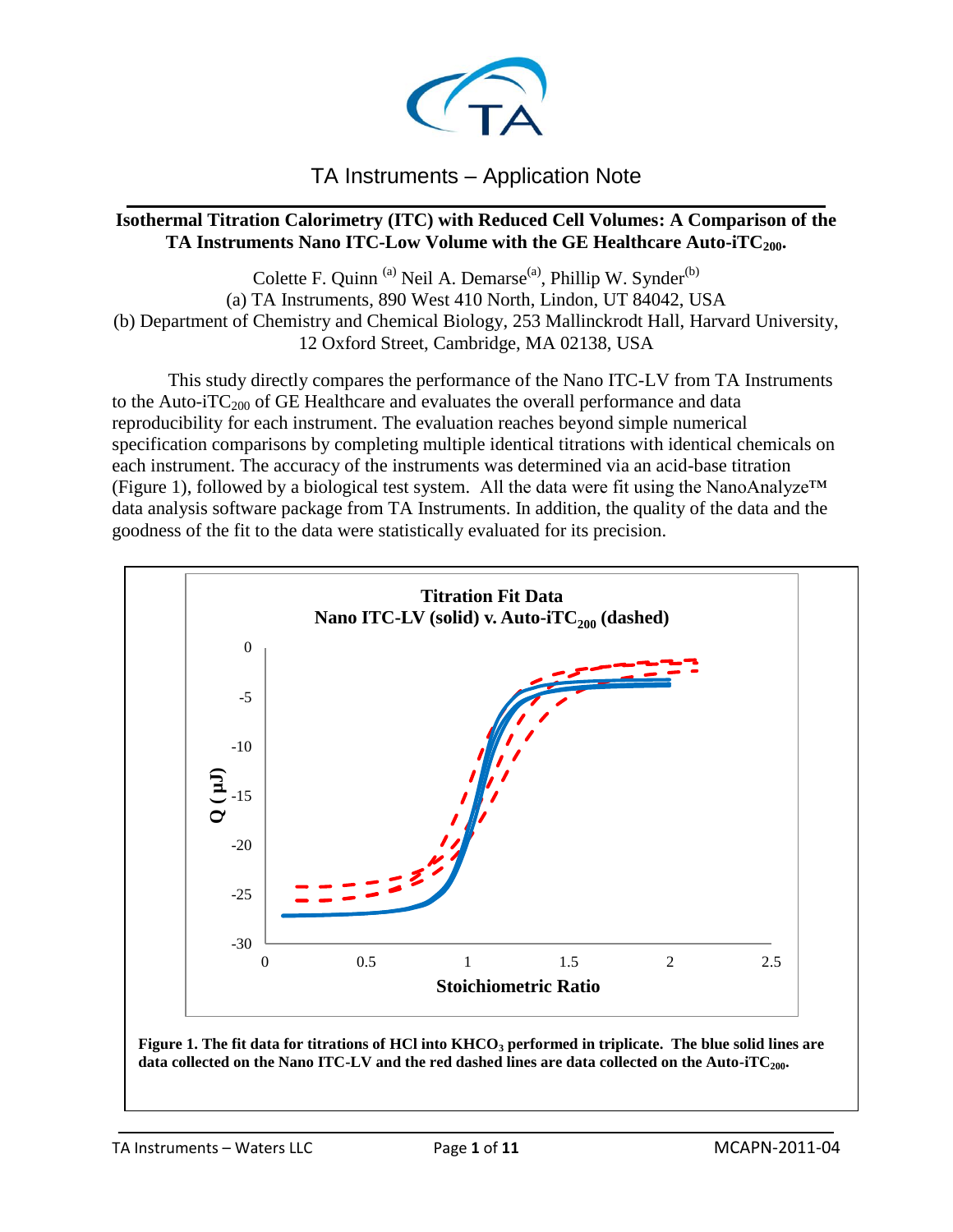TA Instruments – Application Note

# Isothermal Titration Calorimetry (ITC) with Reduced Cell Volumes: A Comparison of the TA Instruments Nano ITC-Low Volume with the GE Healthcare Auto-iTC$_{200}$.

Colette F. Quinn [(a)] Neil A. Demarse[(a)], Phillip W. Synder[(b)]
(a) TA Instruments, 890 West 410 North, Lindon, UT 84042, USA
(b) Department of Chemistry and Chemical Biology, 253 Mallinckrodt Hall, Harvard University, 12 Oxford Street, Cambridge, MA 02138, USA

This study directly compares the performance of the Nano ITC-LV from TA Instruments to the Auto-iTC$_{200}$ of GE Healthcare and evaluates the overall performance and data reproducibility for each instrument. The evaluation reaches beyond simple numerical specification comparisons by completing multiple identical titrations with identical chemicals on each instrument. The accuracy of the instruments was determined via an acid-base titration (Figure 1), followed by a biological test system. All the data were fit using the NanoAnalyze™ data analysis software package from TA Instruments. In addition, the quality of the data and the goodness of the fit to the data were statistically evaluated for its precision.

**Figure 1. The fit data for titrations of HCl into $KHCO_3$ performed in triplicate. The blue solid lines are data collected on the Nano ITC-LV and the red dashed lines are data collected on the Auto-iTC$_{200}$.**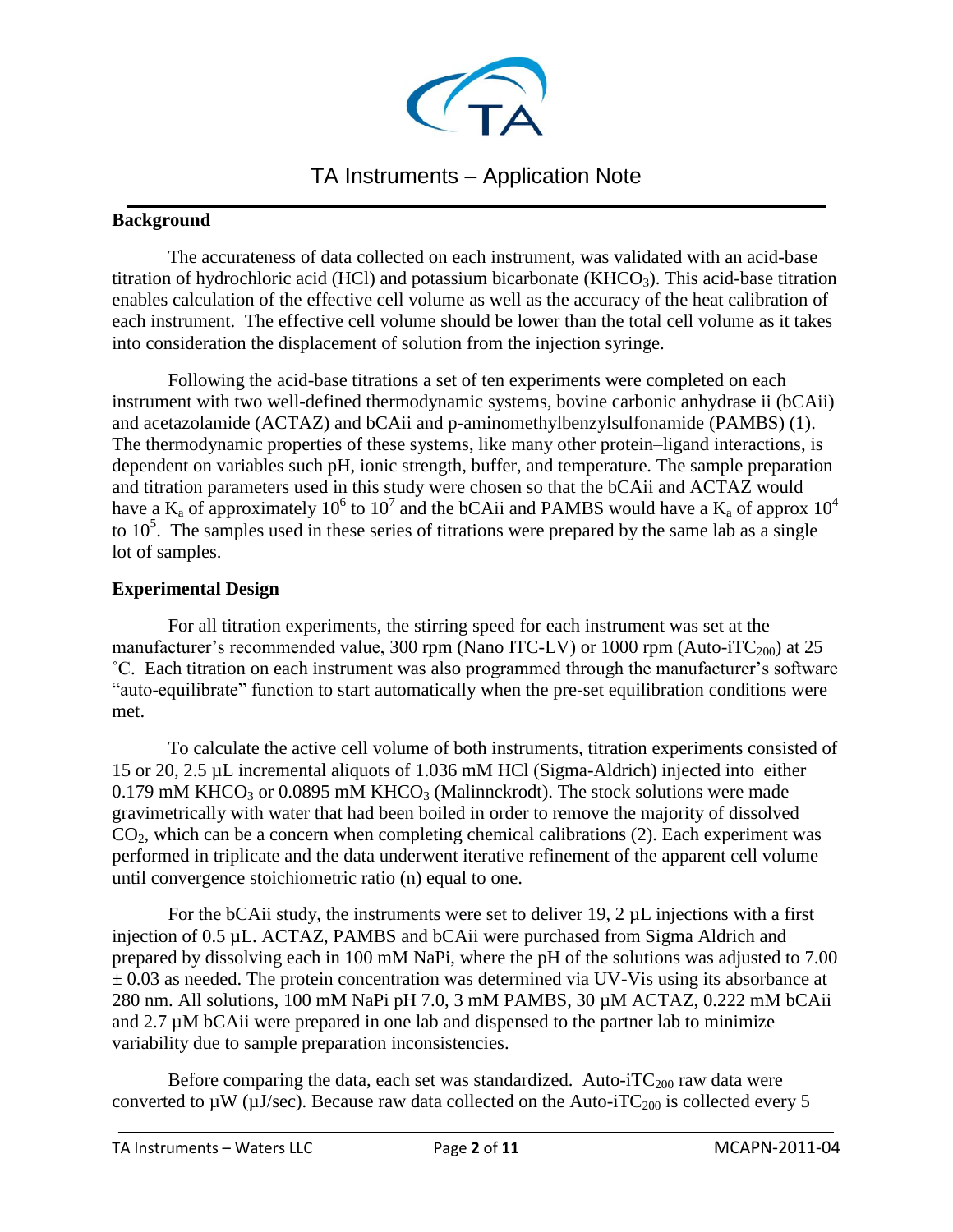## Background

The accurateness of data collected on each instrument, was validated with an acid-base titration of hydrochloric acid (HCl) and potassium bicarbonate ($KHCO_3$). This acid-base titration enables calculation of the effective cell volume as well as the accuracy of the heat calibration of each instrument. The effective cell volume should be lower than the total cell volume as it takes into consideration the displacement of solution from the injection syringe.

Following the acid-base titrations a set of ten experiments were completed on each instrument with two well-defined thermodynamic systems, bovine carbonic anhydrase ii (bCAii) and acetazolamide (ACTAZ) and bCAii and p-aminomethylbenzylsulfonamide (PAMBS) (1). The thermodynamic properties of these systems, like many other protein–ligand interactions, is dependent on variables such pH, ionic strength, buffer, and temperature. The sample preparation and titration parameters used in this study were chosen so that the bCAii and ACTAZ would have a $K_a$ of approximately $10^6$ to $10^7$ and the bCAii and PAMBS would have a $K_a$ of approx $10^4$ to $10^5$. The samples used in these series of titrations were prepared by the same lab as a single lot of samples.

## Experimental Design

For all titration experiments, the stirring speed for each instrument was set at the manufacturer's recommended value, 300 rpm (Nano ITC-LV) or 1000 rpm (Auto-$iTC_{200}$) at 25 ˚C. Each titration on each instrument was also programmed through the manufacturer's software "auto-equilibrate" function to start automatically when the pre-set equilibration conditions were met.

To calculate the active cell volume of both instruments, titration experiments consisted of 15 or 20, 2.5 µL incremental aliquots of 1.036 mM HCl (Sigma-Aldrich) injected into either 0.179 mM $KHCO_3$ or 0.0895 mM $KHCO_3$ (Malinnckrodt). The stock solutions were made gravimetrically with water that had been boiled in order to remove the majority of dissolved $CO_2$, which can be a concern when completing chemical calibrations (2). Each experiment was performed in triplicate and the data underwent iterative refinement of the apparent cell volume until convergence stoichiometric ratio (n) equal to one.

For the bCAii study, the instruments were set to deliver 19, 2 µL injections with a first injection of 0.5 µL. ACTAZ, PAMBS and bCAii were purchased from Sigma Aldrich and prepared by dissolving each in 100 mM NaPi, where the pH of the solutions was adjusted to 7.00 ± 0.03 as needed. The protein concentration was determined via UV-Vis using its absorbance at 280 nm. All solutions, 100 mM NaPi pH 7.0, 3 mM PAMBS, 30 µM ACTAZ, 0.222 mM bCAii and 2.7 µM bCAii were prepared in one lab and dispensed to the partner lab to minimize variability due to sample preparation inconsistencies.

Before comparing the data, each set was standardized. Auto-$iTC_{200}$ raw data were converted to µW (µJ/sec). Because raw data collected on the Auto-$iTC_{200}$ is collected every 5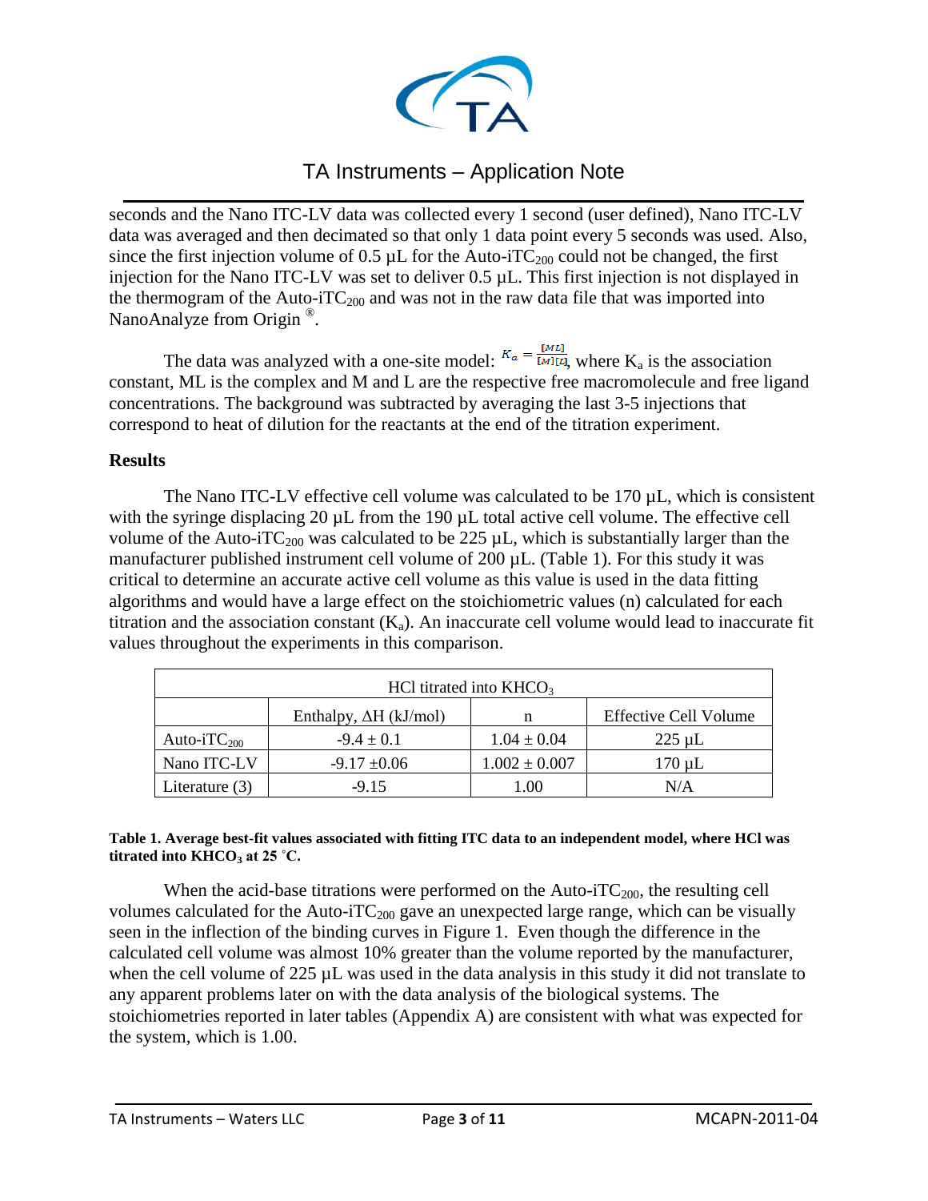seconds and the Nano ITC-LV data was collected every 1 second (user defined), Nano ITC-LV data was averaged and then decimated so that only 1 data point every 5 seconds was used. Also, since the first injection volume of 0.5 µL for the Auto-iTC$_{200}$ could not be changed, the first injection for the Nano ITC-LV was set to deliver 0.5 µL. This first injection is not displayed in the thermogram of the Auto-iTC$_{200}$ and was not in the raw data file that was imported into NanoAnalyze from Origin ®.

The data was analyzed with a one-site model: $K_a = \frac{[ML]}{[M][L]}$, where $K_a$ is the association constant, ML is the complex and M and L are the respective free macromolecule and free ligand concentrations. The background was subtracted by averaging the last 3-5 injections that correspond to heat of dilution for the reactants at the end of the titration experiment.

## Results

The Nano ITC-LV effective cell volume was calculated to be 170 µL, which is consistent with the syringe displacing 20 µL from the 190 µL total active cell volume. The effective cell volume of the Auto-iTC$_{200}$ was calculated to be 225 µL, which is substantially larger than the manufacturer published instrument cell volume of 200 µL. (Table 1). For this study it was critical to determine an accurate active cell volume as this value is used in the data fitting algorithms and would have a large effect on the stoichiometric values (n) calculated for each titration and the association constant ($K_a$). An inaccurate cell volume would lead to inaccurate fit values throughout the experiments in this comparison.

| HCl titrated into $KHCO_3$ | | | |
|---|---|---|---|
| | Enthalpy, ΔH (kJ/mol) | n | Effective Cell Volume |
| Auto-iTC$_{200}$ | -9.4 ± 0.1 | 1.04 ± 0.04 | 225 µL |
| Nano ITC-LV | -9.17 ±0.06 | 1.002 ± 0.007 | 170 µL |
| Literature (3) | -9.15 | 1.00 | N/A |

**Table 1. Average best-fit values associated with fitting ITC data to an independent model, where HCl was titrated into $KHCO_3$ at 25 ˚C.**

When the acid-base titrations were performed on the Auto-iTC$_{200}$, the resulting cell volumes calculated for the Auto-iTC$_{200}$ gave an unexpected large range, which can be visually seen in the inflection of the binding curves in Figure 1. Even though the difference in the calculated cell volume was almost 10% greater than the volume reported by the manufacturer, when the cell volume of 225 µL was used in the data analysis in this study it did not translate to any apparent problems later on with the data analysis of the biological systems. The stoichiometries reported in later tables (Appendix A) are consistent with what was expected for the system, which is 1.00.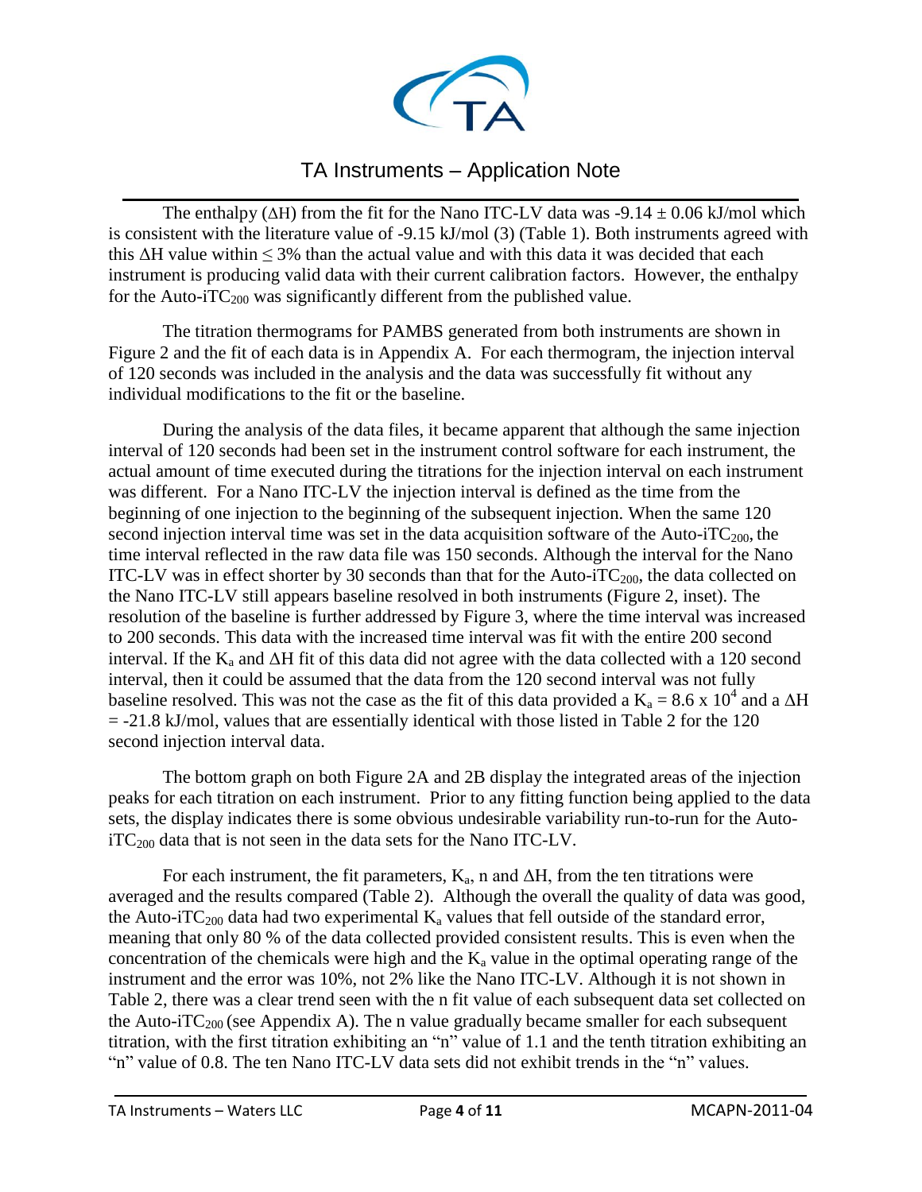The enthalpy ($\Delta H$) from the fit for the Nano ITC-LV data was $-9.14 \pm 0.06$ kJ/mol which is consistent with the literature value of -9.15 kJ/mol (3) (Table 1). Both instruments agreed with this $\Delta H$ value within $\leq 3\%$ than the actual value and with this data it was decided that each instrument is producing valid data with their current calibration factors. However, the enthalpy for the Auto-$iTC_{200}$ was significantly different from the published value.

The titration thermograms for PAMBS generated from both instruments are shown in Figure 2 and the fit of each data is in Appendix A. For each thermogram, the injection interval of 120 seconds was included in the analysis and the data was successfully fit without any individual modifications to the fit or the baseline.

During the analysis of the data files, it became apparent that although the same injection interval of 120 seconds had been set in the instrument control software for each instrument, the actual amount of time executed during the titrations for the injection interval on each instrument was different. For a Nano ITC-LV the injection interval is defined as the time from the beginning of one injection to the beginning of the subsequent injection. When the same 120 second injection interval time was set in the data acquisition software of the Auto-$iTC_{200}$, the time interval reflected in the raw data file was 150 seconds. Although the interval for the Nano ITC-LV was in effect shorter by 30 seconds than that for the Auto-$iTC_{200}$, the data collected on the Nano ITC-LV still appears baseline resolved in both instruments (Figure 2, inset). The resolution of the baseline is further addressed by Figure 3, where the time interval was increased to 200 seconds. This data with the increased time interval was fit with the entire 200 second interval. If the $K_a$ and $\Delta H$ fit of this data did not agree with the data collected with a 120 second interval, then it could be assumed that the data from the 120 second interval was not fully baseline resolved. This was not the case as the fit of this data provided a $K_a = 8.6 \times 10^4$ and a $\Delta H = -21.8$ kJ/mol, values that are essentially identical with those listed in Table 2 for the 120 second injection interval data.

The bottom graph on both Figure 2A and 2B display the integrated areas of the injection peaks for each titration on each instrument. Prior to any fitting function being applied to the data sets, the display indicates there is some obvious undesirable variability run-to-run for the Auto-$iTC_{200}$ data that is not seen in the data sets for the Nano ITC-LV.

For each instrument, the fit parameters, $K_a$, n and $\Delta H$, from the ten titrations were averaged and the results compared (Table 2). Although the overall the quality of data was good, the Auto-$iTC_{200}$ had two experimental $K_a$ values that fell outside of the standard error, meaning that only 80 % of the data collected provided consistent results. This is even when the concentration of the chemicals were high and the $K_a$ value in the optimal operating range of the instrument and the error was 10%, not 2% like the Nano ITC-LV. Although it is not shown in Table 2, there was a clear trend seen with the n fit value of each subsequent data set collected on the Auto-$iTC_{200}$ (see Appendix A). The n value gradually became smaller for each subsequent titration, with the first titration exhibiting an "n" value of 1.1 and the tenth titration exhibiting an "n" value of 0.8. The ten Nano ITC-LV data sets did not exhibit trends in the "n" values.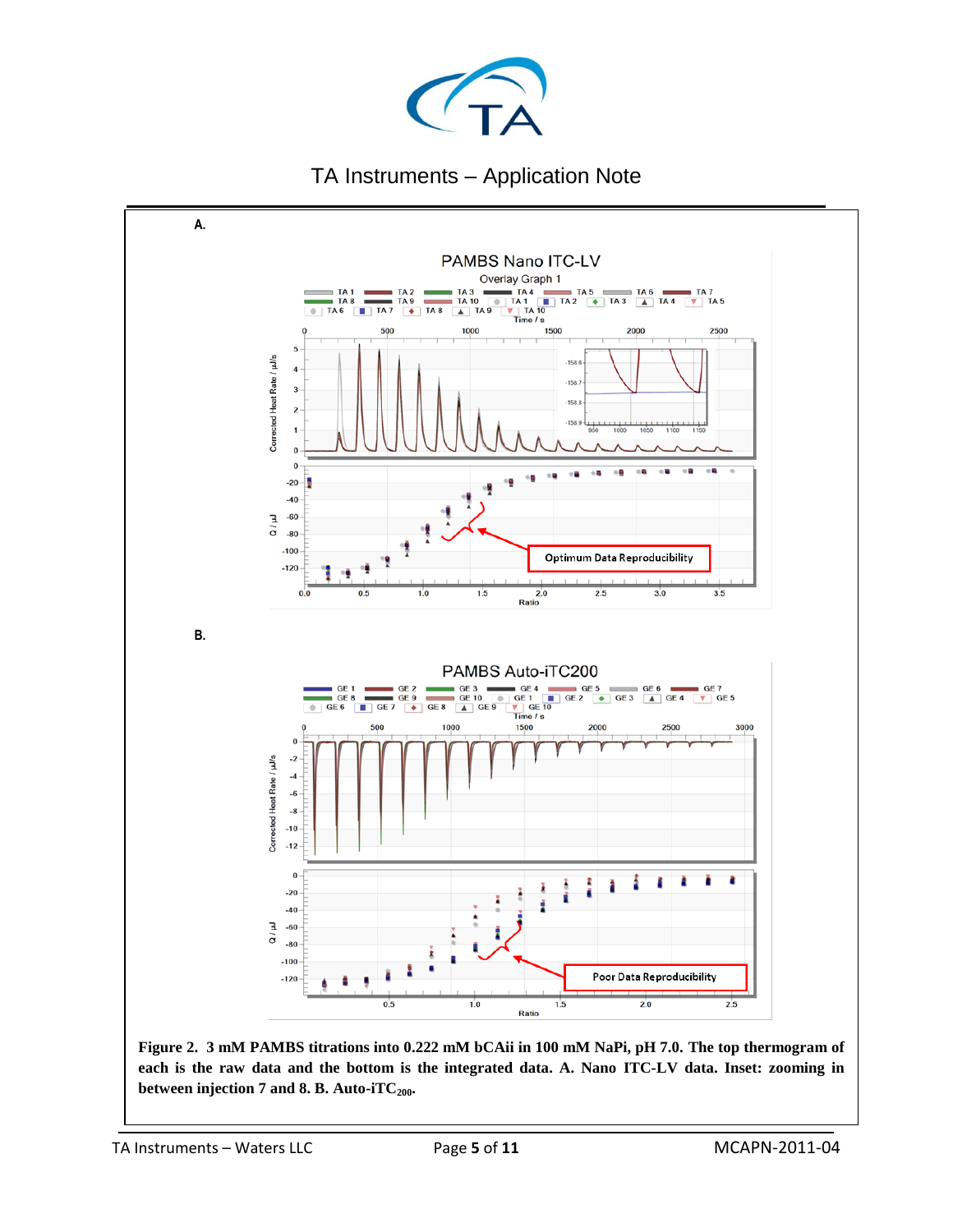**A.**

**B.**

**Figure 2. 3 mM PAMBS titrations into 0.222 mM bCAii in 100 mM NaPi, pH 7.0. The top thermogram of each is the raw data and the bottom is the integrated data. A. Nano ITC-LV data. Inset: zooming in between injection 7 and 8. B. Auto-iTC$_{200}$.**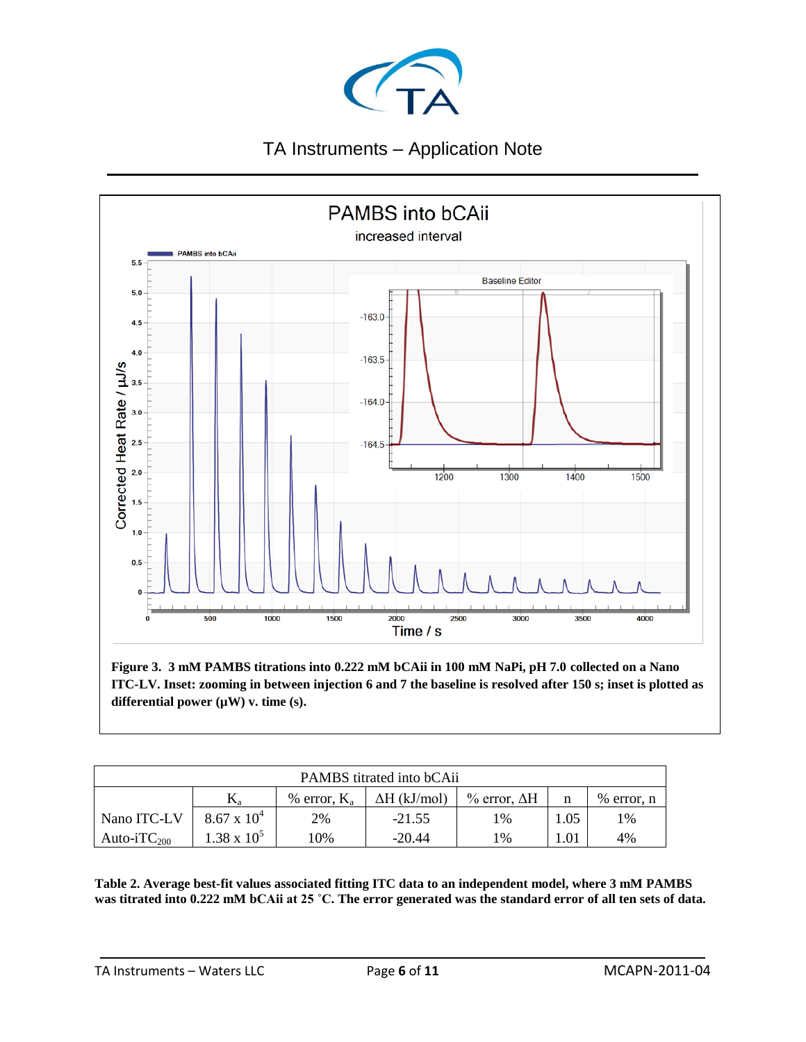**Figure 3. 3 mM PAMBS titrations into 0.222 mM bCAii in 100 mM NaPi, pH 7.0 collected on a Nano ITC-LV. Inset: zooming in between injection 6 and 7 the baseline is resolved after 150 s; inset is plotted as differential power (µW) v. time (s).**

| PAMBS titrated into bCAii | | | | | | |
|---|---|---|---|---|---|---|
| | $K_a$ | % error, $K_a$ | ΔH (kJ/mol) | % error, ΔH | n | % error, n |
| Nano ITC-LV | $8.67 \times 10^4$ | 2% | -21.55 | 1% | 1.05 | 1% |
| Auto-iTC$_{200}$ | $1.38 \times 10^5$ | 10% | -20.44 | 1% | 1.01 | 4% |

**Table 2. Average best-fit values associated fitting ITC data to an independent model, where 3 mM PAMBS was titrated into 0.222 mM bCAii at 25 °C. The error generated was the standard error of all ten sets of data.**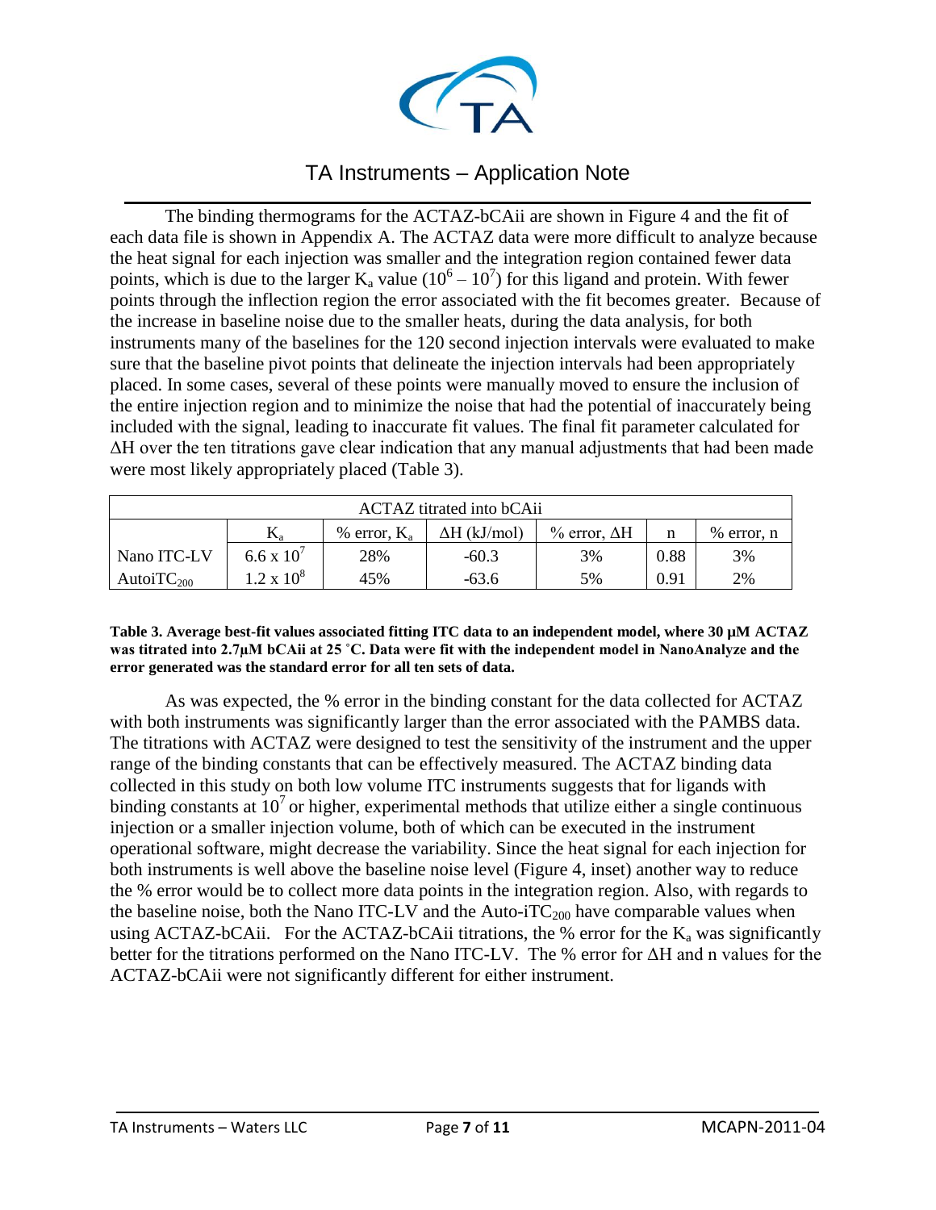The binding thermograms for the ACTAZ-bCAii are shown in Figure 4 and the fit of each data file is shown in Appendix A. The ACTAZ data were more difficult to analyze because the heat signal for each injection was smaller and the integration region contained fewer data points, which is due to the larger $K_a$ value ($10^6 – 10^7$) for this ligand and protein. With fewer points through the inflection region the error associated with the fit becomes greater. Because of the increase in baseline noise due to the smaller heats, during the data analysis, for both instruments many of the baselines for the 120 second injection intervals were evaluated to make sure that the baseline pivot points that delineate the injection intervals had been appropriately placed. In some cases, several of these points were manually moved to ensure the inclusion of the entire injection region and to minimize the noise that had the potential of inaccurately being included with the signal, leading to inaccurate fit values. The final fit parameter calculated for ΔH over the ten titrations gave clear indication that any manual adjustments that had been made were most likely appropriately placed (Table 3).

| ACTAZ titrated into bCAii | | | | | | |
|---|---|---|---|---|---|---|
| | $K_a$ | % error, $K_a$ | ΔH (kJ/mol) | % error, ΔH | n | % error, n |
| Nano ITC-LV | $6.6 \times 10^7$ | 28% | -60.3 | 3% | 0.88 | 3% |
| AutoiTC$_{200}$ | $1.2 \times 10^8$ | 45% | -63.6 | 5% | 0.91 | 2% |

**Table 3. Average best-fit values associated fitting ITC data to an independent model, where 30 µM ACTAZ was titrated into 2.7µM bCAii at 25 ˚C. Data were fit with the independent model in NanoAnalyze and the error generated was the standard error for all ten sets of data.**

As was expected, the % error in the binding constant for the data collected for ACTAZ with both instruments was significantly larger than the error associated with the PAMBS data. The titrations with ACTAZ were designed to test the sensitivity of the instrument and the upper range of the binding constants that can be effectively measured. The ACTAZ binding data collected in this study on both low volume ITC instruments suggests that for ligands with binding constants at $10^7$ or higher, experimental methods that utilize either a single continuous injection or a smaller injection volume, both of which can be executed in the instrument operational software, might decrease the variability. Since the heat signal for each injection for both instruments is well above the baseline noise level (Figure 4, inset) another way to reduce the % error would be to collect more data points in the integration region. Also, with regards to the baseline noise, both the Nano ITC-LV and the Auto-iTC$_{200}$ have comparable values when using ACTAZ-bCAii. For the ACTAZ-bCAii titrations, the % error for the $K_a$ was significantly better for the titrations performed on the Nano ITC-LV. The % error for ΔH and n values for the ACTAZ-bCAii were not significantly different for either instrument.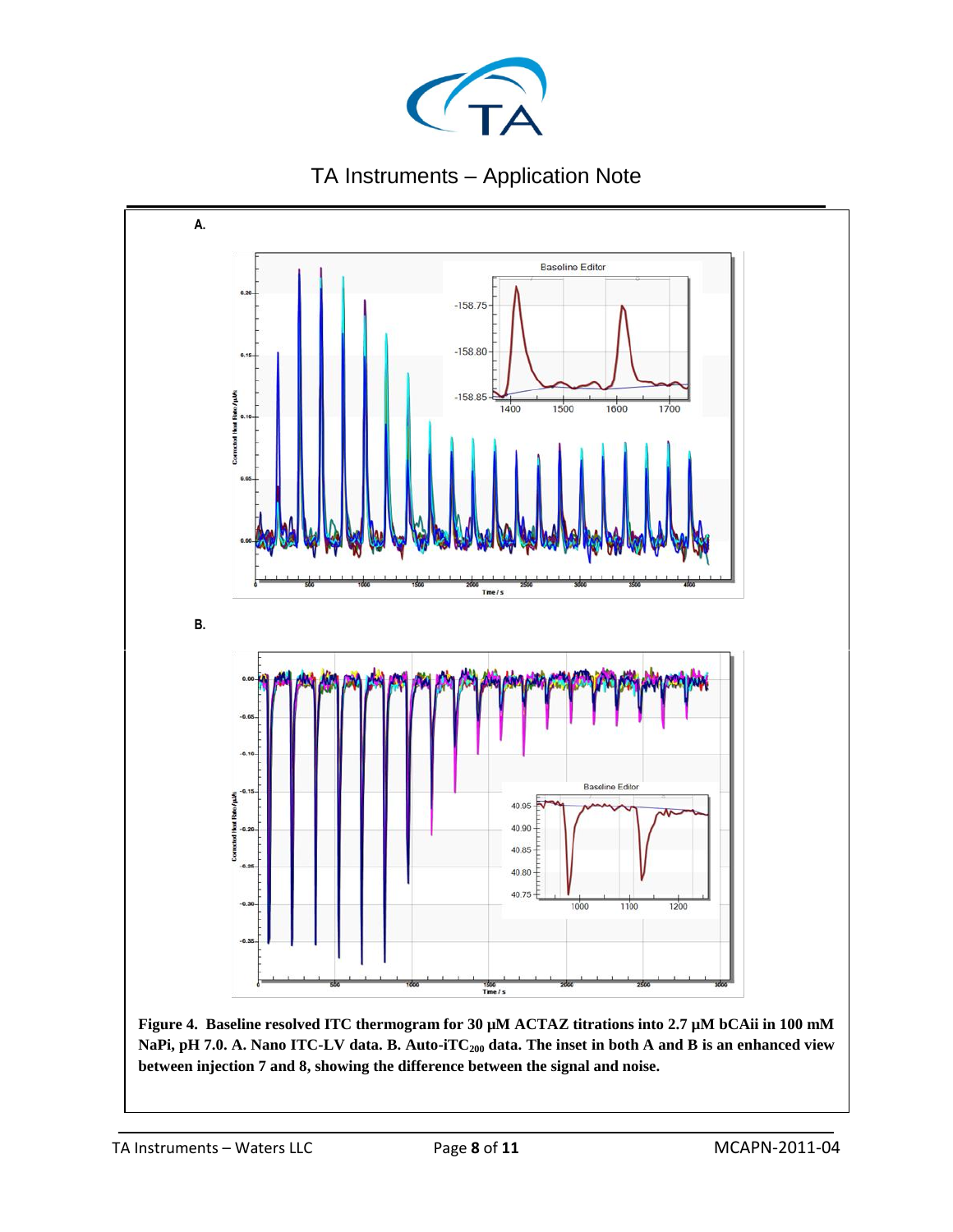A.

B.

**Figure 4. Baseline resolved ITC thermogram for 30 µM ACTAZ titrations into 2.7 µM bCAii in 100 mM NaPi, pH 7.0. A. Nano ITC-LV data. B. Auto-iTC$_{200}$ data. The inset in both A and B is an enhanced view between injection 7 and 8, showing the difference between the signal and noise.**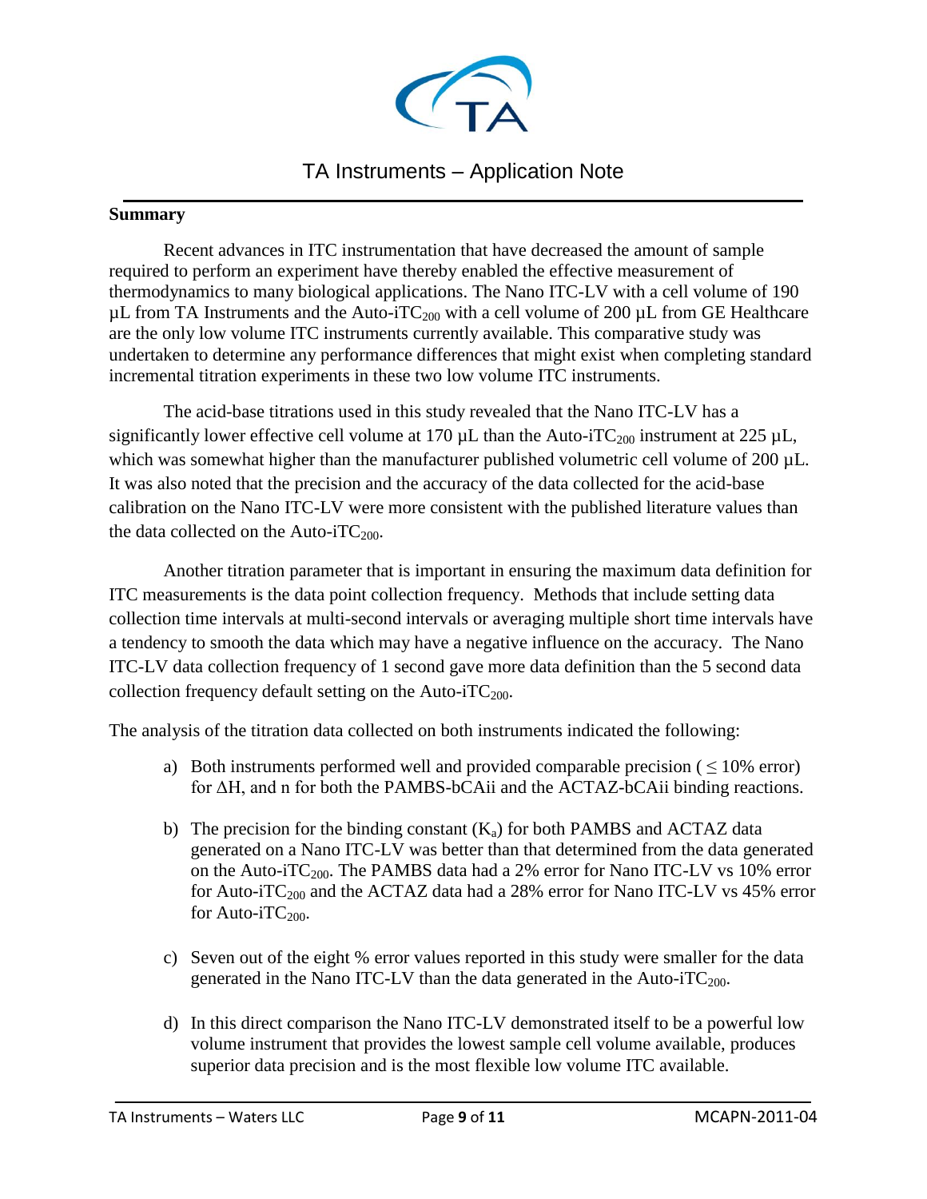**Summary**

Recent advances in ITC instrumentation that have decreased the amount of sample required to perform an experiment have thereby enabled the effective measurement of thermodynamics to many biological applications. The Nano ITC-LV with a cell volume of 190 µL from TA Instruments and the Auto-i$TC_{200}$ with a cell volume of 200 µL from GE Healthcare are the only low volume ITC instruments currently available. This comparative study was undertaken to determine any performance differences that might exist when completing standard incremental titration experiments in these two low volume ITC instruments.

The acid-base titrations used in this study revealed that the Nano ITC-LV has a significantly lower effective cell volume at 170 µL than the Auto-i$TC_{200}$ instrument at 225 µL, which was somewhat higher than the manufacturer published volumetric cell volume of 200 µL. It was also noted that the precision and the accuracy of the data collected for the acid-base calibration on the Nano ITC-LV were more consistent with the published literature values than the data collected on the Auto-i$TC_{200}$.

Another titration parameter that is important in ensuring the maximum data definition for ITC measurements is the data point collection frequency. Methods that include setting data collection time intervals at multi-second intervals or averaging multiple short time intervals have a tendency to smooth the data which may have a negative influence on the accuracy. The Nano ITC-LV data collection frequency of 1 second gave more data definition than the 5 second data collection frequency default setting on the Auto-i$TC_{200}$.

The analysis of the titration data collected on both instruments indicated the following:

a) Both instruments performed well and provided comparable precision ( $\leq$ 10% error) for $\Delta H$, and n for both the PAMBS-bCAii and the ACTAZ-bCAii binding reactions.

b) The precision for the binding constant ($K_a$) for both PAMBS and ACTAZ data generated on a Nano ITC-LV was better than that determined from the data generated on the Auto-i$TC_{200}$. The PAMBS data had a 2% error for Nano ITC-LV vs 10% error for Auto-i$TC_{200}$ and the ACTAZ data had a 28% error for Nano ITC-LV vs 45% error for Auto-i$TC_{200}$.

c) Seven out of the eight % error values reported in this study were smaller for the data generated in the Nano ITC-LV than the data generated in the Auto-i$TC_{200}$.

d) In this direct comparison the Nano ITC-LV demonstrated itself to be a powerful low volume instrument that provides the lowest sample cell volume available, produces superior data precision and is the most flexible low volume ITC available.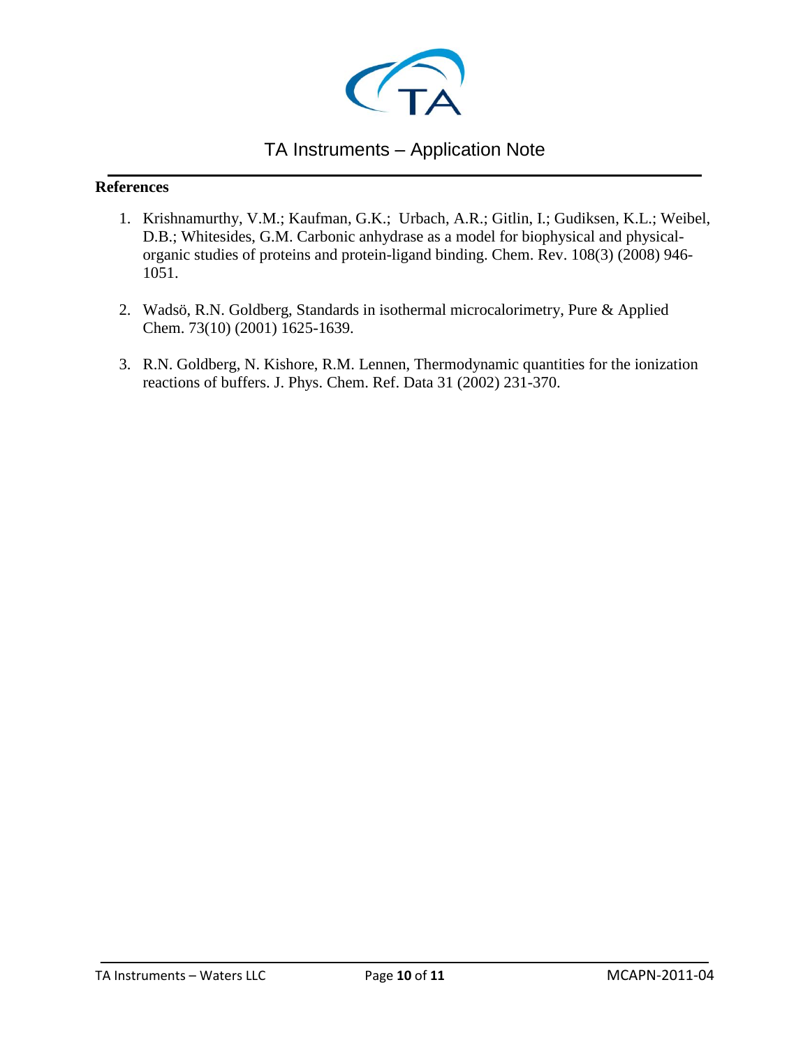**References**

1. Krishnamurthy, V.M.; Kaufman, G.K.; Urbach, A.R.; Gitlin, I.; Gudiksen, K.L.; Weibel, D.B.; Whitesides, G.M. Carbonic anhydrase as a model for biophysical and physical-organic studies of proteins and protein-ligand binding. Chem. Rev. 108(3) (2008) 946-1051.

2. Wadsö, R.N. Goldberg, Standards in isothermal microcalorimetry, Pure & Applied Chem. 73(10) (2001) 1625-1639.

3. R.N. Goldberg, N. Kishore, R.M. Lennen, Thermodynamic quantities for the ionization reactions of buffers. J. Phys. Chem. Ref. Data 31 (2002) 231-370.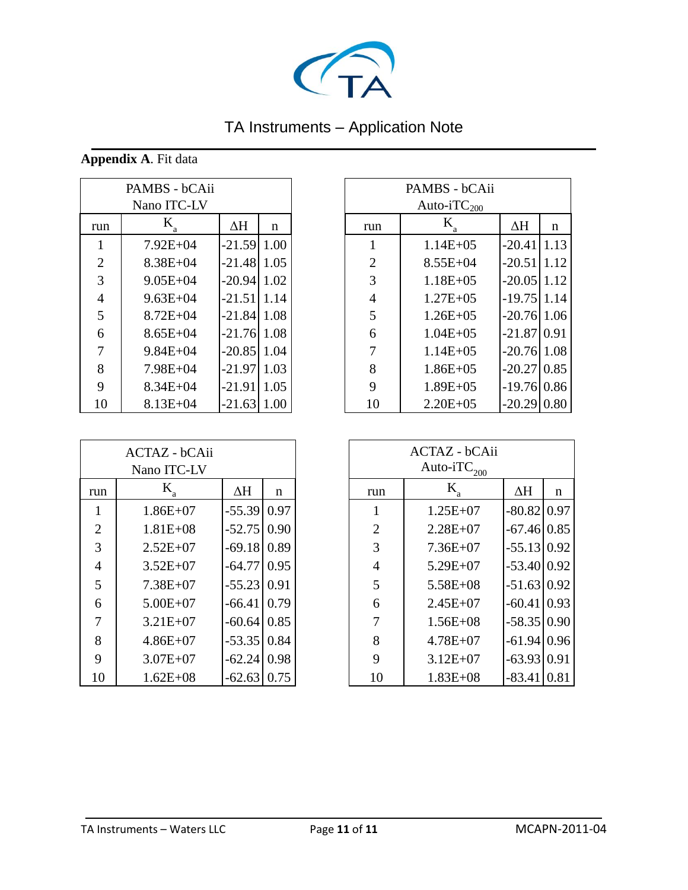**Appendix A**. Fit data

| PAMBS - bCAii Nano ITC-LV | | | |
|---|---|---|---|
| run | $K_a$ | ΔH | n |
| 1 | 7.92E+04 | -21.59 | 1.00 |
| 2 | 8.38E+04 | -21.48 | 1.05 |
| 3 | 9.05E+04 | -20.94 | 1.02 |
| 4 | 9.63E+04 | -21.51 | 1.14 |
| 5 | 8.72E+04 | -21.84 | 1.08 |
| 6 | 8.65E+04 | -21.76 | 1.08 |
| 7 | 9.84E+04 | -20.85 | 1.04 |
| 8 | 7.98E+04 | -21.97 | 1.03 |
| 9 | 8.34E+04 | -21.91 | 1.05 |
| 10 | 8.13E+04 | -21.63 | 1.00 |

| PAMBS - bCAii Auto-iTC$_{200}$ | | | |
|---|---|---|---|
| run | $K_a$ | ΔH | n |
| 1 | 1.14E+05 | -20.41 | 1.13 |
| 2 | 8.55E+04 | -20.51 | 1.12 |
| 3 | 1.18E+05 | -20.05 | 1.12 |
| 4 | 1.27E+05 | -19.75 | 1.14 |
| 5 | 1.26E+05 | -20.76 | 1.06 |
| 6 | 1.04E+05 | -21.87 | 0.91 |
| 7 | 1.14E+05 | -20.76 | 1.08 |
| 8 | 1.86E+05 | -20.27 | 0.85 |
| 9 | 1.89E+05 | -19.76 | 0.86 |
| 10 | 2.20E+05 | -20.29 | 0.80 |

| ACTAZ - bCAii Nano ITC-LV | | | |
|---|---|---|---|
| run | $K_a$ | ΔH | n |
| 1 | 1.86E+07 | -55.39 | 0.97 |
| 2 | 1.81E+08 | -52.75 | 0.90 |
| 3 | 2.52E+07 | -69.18 | 0.89 |
| 4 | 3.52E+07 | -64.77 | 0.95 |
| 5 | 7.38E+07 | -55.23 | 0.91 |
| 6 | 5.00E+07 | -66.41 | 0.79 |
| 7 | 3.21E+07 | -60.64 | 0.85 |
| 8 | 4.86E+07 | -53.35 | 0.84 |
| 9 | 3.07E+07 | -62.24 | 0.98 |
| 10 | 1.62E+08 | -62.63 | 0.75 |

| ACTAZ - bCAii Auto-iTC$_{200}$ | | | |
|---|---|---|---|
| run | $K_a$ | ΔH | n |
| 1 | 1.25E+07 | -80.82 | 0.97 |
| 2 | 2.28E+07 | -67.46 | 0.85 |
| 3 | 7.36E+07 | -55.13 | 0.92 |
| 4 | 5.29E+07 | -53.40 | 0.92 |
| 5 | 5.58E+08 | -51.63 | 0.92 |
| 6 | 2.45E+07 | -60.41 | 0.93 |
| 7 | 1.56E+08 | -58.35 | 0.90 |
| 8 | 4.78E+07 | -61.94 | 0.96 |
| 9 | 3.12E+07 | -63.93 | 0.91 |
| 10 | 1.83E+08 | -83.41 | 0.81 |